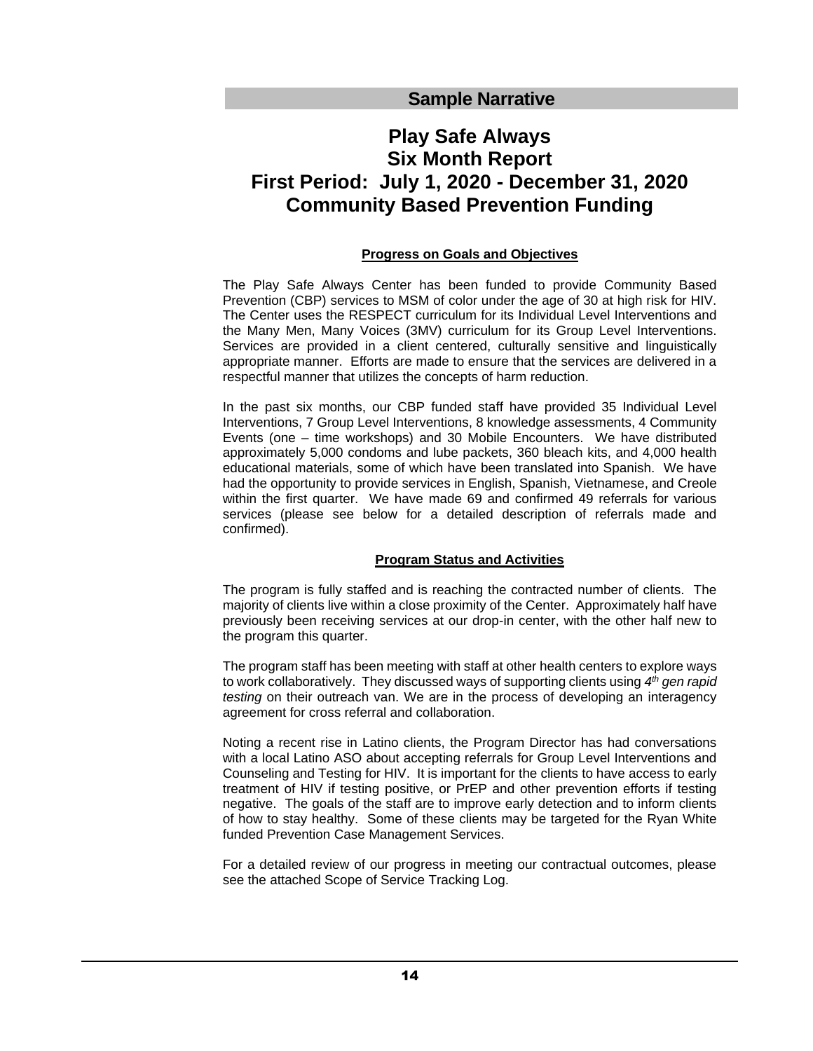**Sample Narrative**

# Play Safe Always
# Six Month Report
# First Period: July 1, 2020 - December 31, 2020
# Community Based Prevention Funding

## Progress on Goals and Objectives

The Play Safe Always Center has been funded to provide Community Based Prevention (CBP) services to MSM of color under the age of 30 at high risk for HIV. The Center uses the RESPECT curriculum for its Individual Level Interventions and the Many Men, Many Voices (3MV) curriculum for its Group Level Interventions. Services are provided in a client centered, culturally sensitive and linguistically appropriate manner. Efforts are made to ensure that the services are delivered in a respectful manner that utilizes the concepts of harm reduction.

In the past six months, our CBP funded staff have provided 35 Individual Level Interventions, 7 Group Level Interventions, 8 knowledge assessments, 4 Community Events (one – time workshops) and 30 Mobile Encounters. We have distributed approximately 5,000 condoms and lube packets, 360 bleach kits, and 4,000 health educational materials, some of which have been translated into Spanish. We have had the opportunity to provide services in English, Spanish, Vietnamese, and Creole within the first quarter. We have made 69 and confirmed 49 referrals for various services (please see below for a detailed description of referrals made and confirmed).

## Program Status and Activities

The program is fully staffed and is reaching the contracted number of clients. The majority of clients live within a close proximity of the Center. Approximately half have previously been receiving services at our drop-in center, with the other half new to the program this quarter.

The program staff has been meeting with staff at other health centers to explore ways to work collaboratively. They discussed ways of supporting clients using *4th gen rapid testing* on their outreach van. We are in the process of developing an interagency agreement for cross referral and collaboration.

Noting a recent rise in Latino clients, the Program Director has had conversations with a local Latino ASO about accepting referrals for Group Level Interventions and Counseling and Testing for HIV. It is important for the clients to have access to early treatment of HIV if testing positive, or PrEP and other prevention efforts if testing negative. The goals of the staff are to improve early detection and to inform clients of how to stay healthy. Some of these clients may be targeted for the Ryan White funded Prevention Case Management Services.

For a detailed review of our progress in meeting our contractual outcomes, please see the attached Scope of Service Tracking Log.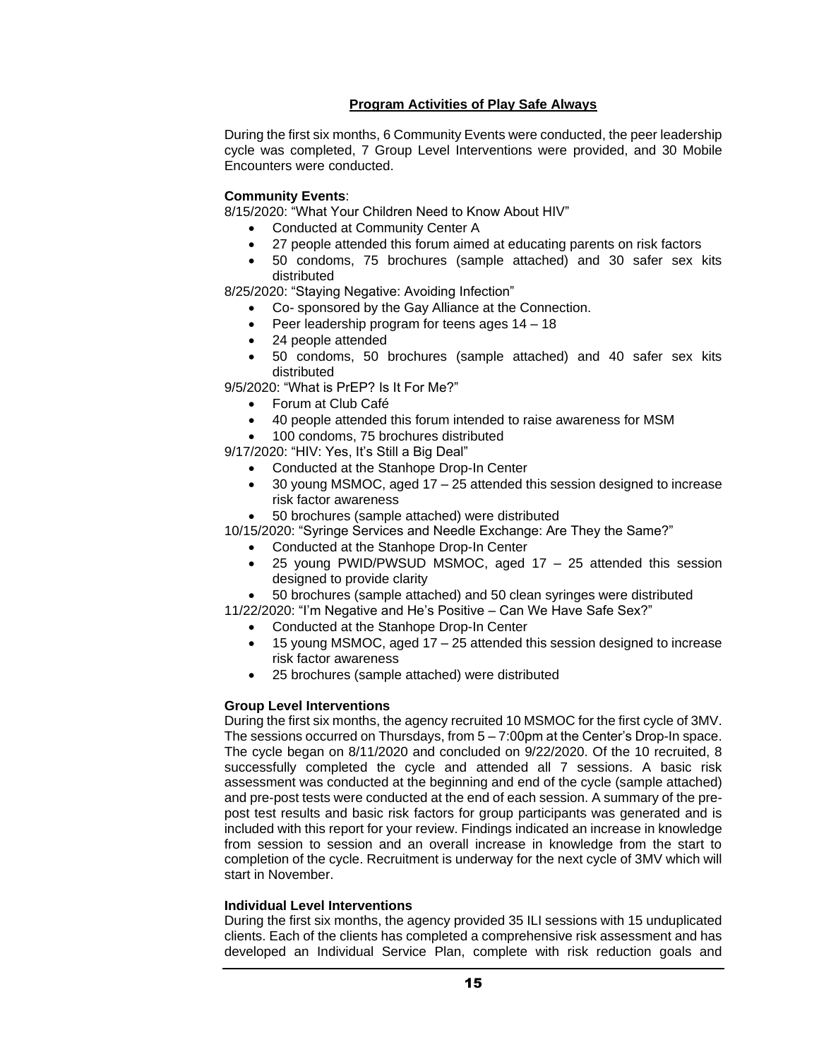## Program Activities of Play Safe Always

During the first six months, 6 Community Events were conducted, the peer leadership cycle was completed, 7 Group Level Interventions were provided, and 30 Mobile Encounters were conducted.

**Community Events**:

8/15/2020: "What Your Children Need to Know About HIV"

- Conducted at Community Center A
- 27 people attended this forum aimed at educating parents on risk factors
- 50 condoms, 75 brochures (sample attached) and 30 safer sex kits distributed

8/25/2020: "Staying Negative: Avoiding Infection"

- Co- sponsored by the Gay Alliance at the Connection.
- Peer leadership program for teens ages 14 – 18
- 24 people attended
- 50 condoms, 50 brochures (sample attached) and 40 safer sex kits distributed

9/5/2020: "What is PrEP? Is It For Me?"

- Forum at Club Café
- 40 people attended this forum intended to raise awareness for MSM
- 100 condoms, 75 brochures distributed

9/17/2020: "HIV: Yes, It's Still a Big Deal"

- Conducted at the Stanhope Drop-In Center
- 30 young MSMOC, aged 17 – 25 attended this session designed to increase risk factor awareness
- 50 brochures (sample attached) were distributed

10/15/2020: "Syringe Services and Needle Exchange: Are They the Same?"

- Conducted at the Stanhope Drop-In Center
- 25 young PWID/PWSUD MSMOC, aged 17 – 25 attended this session designed to provide clarity
- 50 brochures (sample attached) and 50 clean syringes were distributed

11/22/2020: "I'm Negative and He's Positive – Can We Have Safe Sex?"

- Conducted at the Stanhope Drop-In Center
- 15 young MSMOC, aged 17 – 25 attended this session designed to increase risk factor awareness
- 25 brochures (sample attached) were distributed

**Group Level Interventions**

During the first six months, the agency recruited 10 MSMOC for the first cycle of 3MV. The sessions occurred on Thursdays, from 5 – 7:00pm at the Center's Drop-In space. The cycle began on 8/11/2020 and concluded on 9/22/2020. Of the 10 recruited, 8 successfully completed the cycle and attended all 7 sessions. A basic risk assessment was conducted at the beginning and end of the cycle (sample attached) and pre-post tests were conducted at the end of each session. A summary of the pre-post test results and basic risk factors for group participants was generated and is included with this report for your review. Findings indicated an increase in knowledge from session to session and an overall increase in knowledge from the start to completion of the cycle. Recruitment is underway for the next cycle of 3MV which will start in November.

**Individual Level Interventions**

During the first six months, the agency provided 35 ILI sessions with 15 unduplicated clients. Each of the clients has completed a comprehensive risk assessment and has developed an Individual Service Plan, complete with risk reduction goals and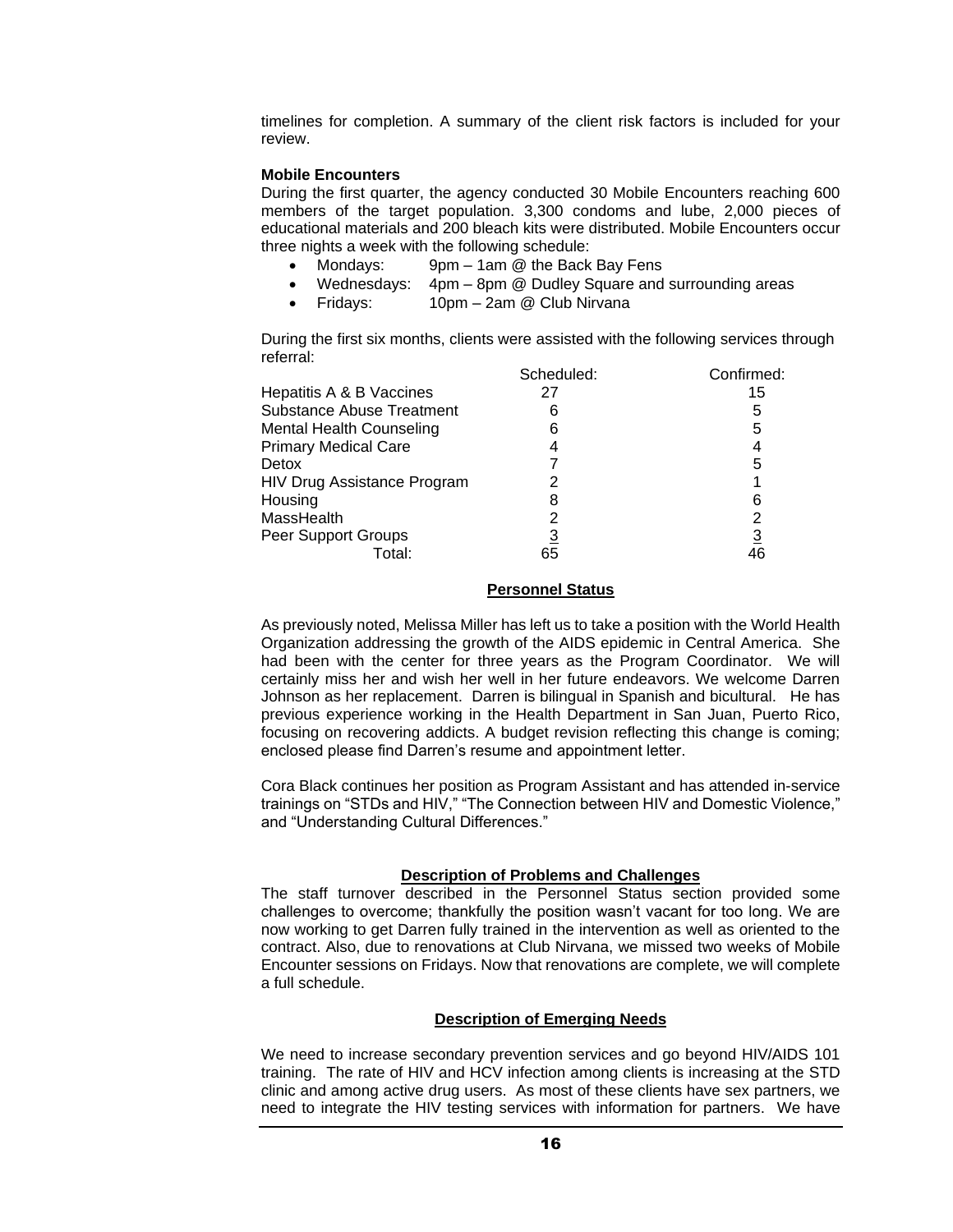timelines for completion. A summary of the client risk factors is included for your review.

**Mobile Encounters**

During the first quarter, the agency conducted 30 Mobile Encounters reaching 600 members of the target population. 3,300 condoms and lube, 2,000 pieces of educational materials and 200 bleach kits were distributed. Mobile Encounters occur three nights a week with the following schedule:

- Mondays: 9pm – 1am @ the Back Bay Fens
- Wednesdays: 4pm – 8pm @ Dudley Square and surrounding areas
- Fridays: 10pm – 2am @ Club Nirvana

During the first six months, clients were assisted with the following services through referral:

| | Scheduled: | Confirmed: |
|---|---|---|
| Hepatitis A & B Vaccines | 27 | 15 |
| Substance Abuse Treatment | 6 | 5 |
| Mental Health Counseling | 6 | 5 |
| Primary Medical Care | 4 | 4 |
| Detox | 7 | 5 |
| HIV Drug Assistance Program | 2 | 1 |
| Housing | 8 | 6 |
| MassHealth | 2 | 2 |
| Peer Support Groups | 3 | 3 |
| Total: | 65 | 46 |

## Personnel Status

As previously noted, Melissa Miller has left us to take a position with the World Health Organization addressing the growth of the AIDS epidemic in Central America. She had been with the center for three years as the Program Coordinator. We will certainly miss her and wish her well in her future endeavors. We welcome Darren Johnson as her replacement. Darren is bilingual in Spanish and bicultural. He has previous experience working in the Health Department in San Juan, Puerto Rico, focusing on recovering addicts. A budget revision reflecting this change is coming; enclosed please find Darren's resume and appointment letter.

Cora Black continues her position as Program Assistant and has attended in-service trainings on "STDs and HIV," "The Connection between HIV and Domestic Violence," and "Understanding Cultural Differences."

## Description of Problems and Challenges

The staff turnover described in the Personnel Status section provided some challenges to overcome; thankfully the position wasn't vacant for too long. We are now working to get Darren fully trained in the intervention as well as oriented to the contract. Also, due to renovations at Club Nirvana, we missed two weeks of Mobile Encounter sessions on Fridays. Now that renovations are complete, we will complete a full schedule.

## Description of Emerging Needs

We need to increase secondary prevention services and go beyond HIV/AIDS 101 training. The rate of HIV and HCV infection among clients is increasing at the STD clinic and among active drug users. As most of these clients have sex partners, we need to integrate the HIV testing services with information for partners. We have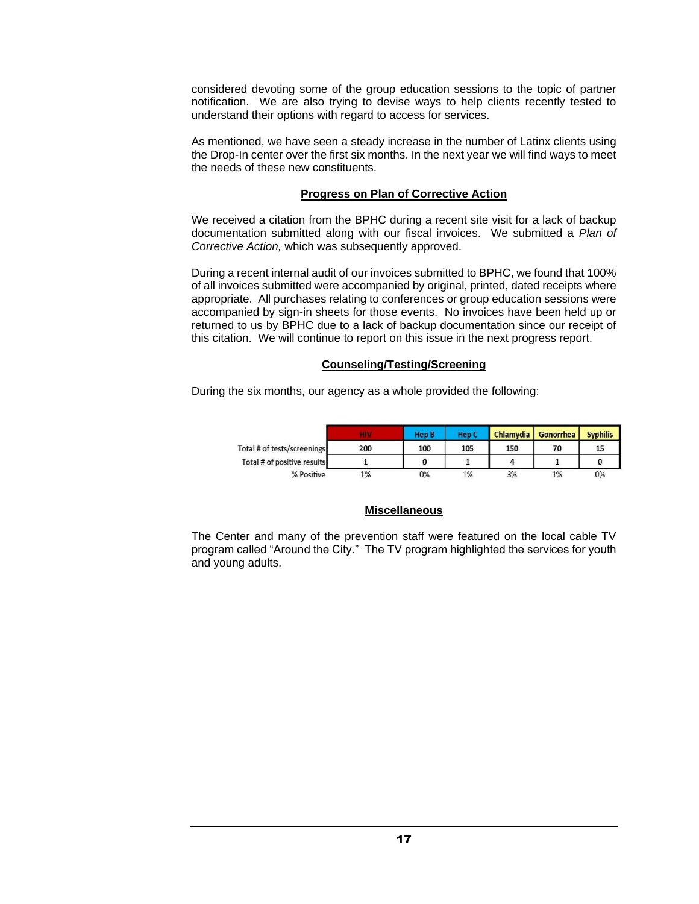considered devoting some of the group education sessions to the topic of partner notification. We are also trying to devise ways to help clients recently tested to understand their options with regard to access for services.

As mentioned, we have seen a steady increase in the number of Latinx clients using the Drop-In center over the first six months. In the next year we will find ways to meet the needs of these new constituents.

## Progress on Plan of Corrective Action

We received a citation from the BPHC during a recent site visit for a lack of backup documentation submitted along with our fiscal invoices. We submitted a *Plan of Corrective Action,* which was subsequently approved.

During a recent internal audit of our invoices submitted to BPHC, we found that 100% of all invoices submitted were accompanied by original, printed, dated receipts where appropriate. All purchases relating to conferences or group education sessions were accompanied by sign-in sheets for those events. No invoices have been held up or returned to us by BPHC due to a lack of backup documentation since our receipt of this citation. We will continue to report on this issue in the next progress report.

## Counseling/Testing/Screening

During the six months, our agency as a whole provided the following:

| | HIV | Hep B | Hep C | Chlamydia | Gonorrhea | Syphilis |
|---|---|---|---|---|---|---|
| Total # of tests/screenings | 200 | 100 | 105 | 150 | 70 | 15 |
| Total # of positive results | 1 | 0 | 1 | 4 | 1 | 0 |
| % Positive | 1% | 0% | 1% | 3% | 1% | 0% |

## Miscellaneous

The Center and many of the prevention staff were featured on the local cable TV program called "Around the City." The TV program highlighted the services for youth and young adults.